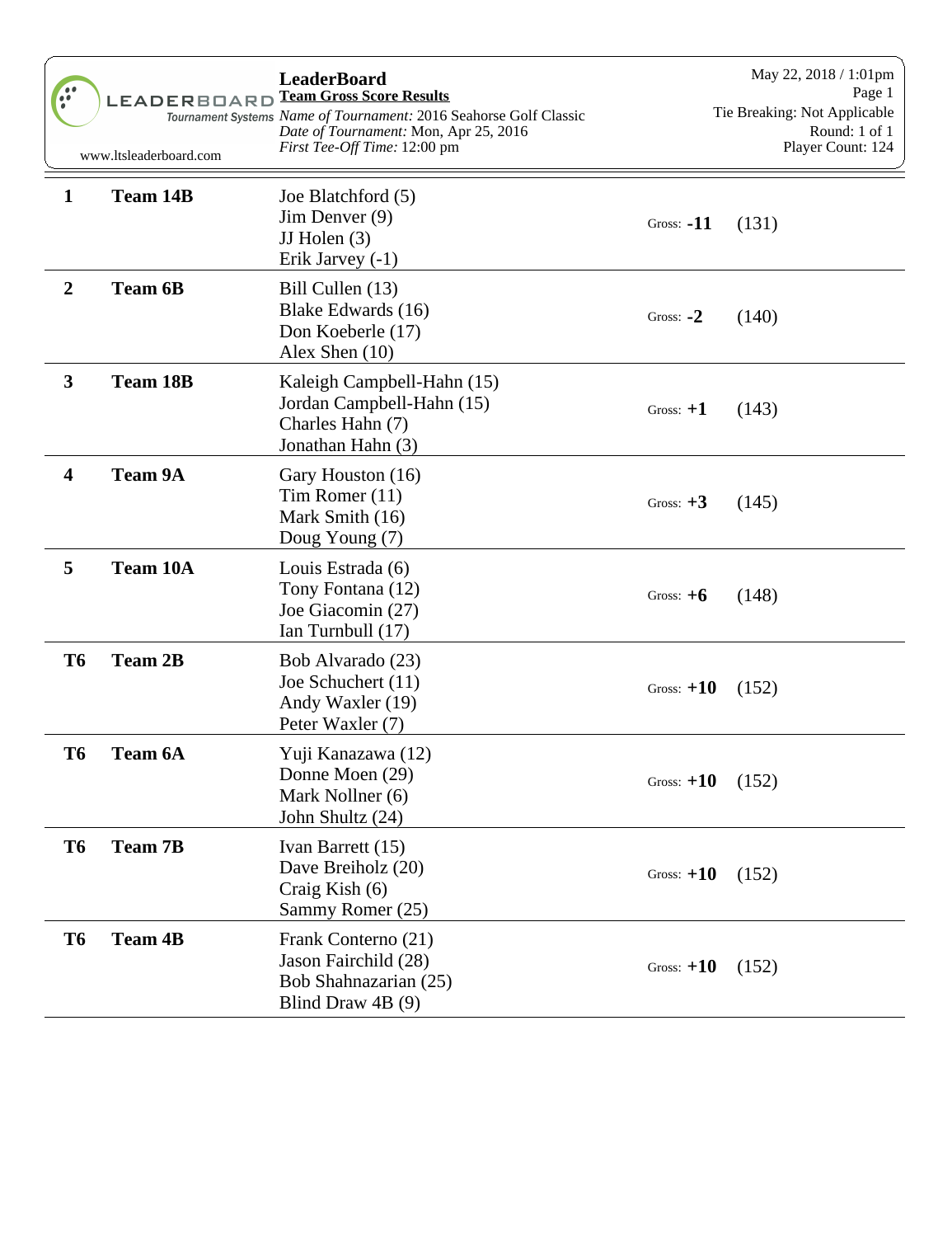# LeaderBoard

**Team Gross Score Results**

*Name of Tournament:* 2016 Seahorse Golf Classic
*Date of Tournament:* Mon, Apr 25, 2016
*First Tee-Off Time:* 12:00 pm

May 22, 2018 / 1:01pm
Tie Breaking: Not Applicable
Round: 1 of 1
Player Count: 124

www.ltsleaderboard.com

| Pos | Team | Players | Gross | Total |
|---|---|---|---|---|
| **1** | **Team 14B** | Joe Blatchford (5)<br>Jim Denver (9)<br>JJ Holen (3)<br>Erik Jarvey (-1) | Gross: **-11** | (131) |
| **2** | **Team 6B** | Bill Cullen (13)<br>Blake Edwards (16)<br>Don Koeberle (17)<br>Alex Shen (10) | Gross: **-2** | (140) |
| **3** | **Team 18B** | Kaleigh Campbell-Hahn (15)<br>Jordan Campbell-Hahn (15)<br>Charles Hahn (7)<br>Jonathan Hahn (3) | Gross: **+1** | (143) |
| **4** | **Team 9A** | Gary Houston (16)<br>Tim Romer (11)<br>Mark Smith (16)<br>Doug Young (7) | Gross: **+3** | (145) |
| **5** | **Team 10A** | Louis Estrada (6)<br>Tony Fontana (12)<br>Joe Giacomin (27)<br>Ian Turnbull (17) | Gross: **+6** | (148) |
| **T6** | **Team 2B** | Bob Alvarado (23)<br>Joe Schuchert (11)<br>Andy Waxler (19)<br>Peter Waxler (7) | Gross: **+10** | (152) |
| **T6** | **Team 6A** | Yuji Kanazawa (12)<br>Donne Moen (29)<br>Mark Nollner (6)<br>John Shultz (24) | Gross: **+10** | (152) |
| **T6** | **Team 7B** | Ivan Barrett (15)<br>Dave Breiholz (20)<br>Craig Kish (6)<br>Sammy Romer (25) | Gross: **+10** | (152) |
| **T6** | **Team 4B** | Frank Conterno (21)<br>Jason Fairchild (28)<br>Bob Shahnazarian (25)<br>Blind Draw 4B (9) | Gross: **+10** | (152) |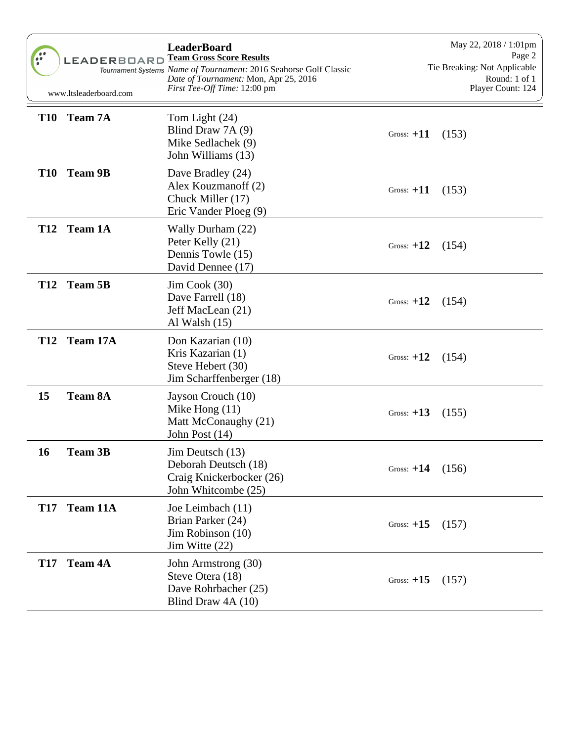# LeaderBoard

**Team Gross Score Results**

*Name of Tournament:* 2016 Seahorse Golf Classic
*Date of Tournament:* Mon, Apr 25, 2016
*First Tee-Off Time:* 12:00 pm

May 22, 2018 / 1:01pm
Tie Breaking: Not Applicable
Round: 1 of 1
Player Count: 124

www.ltsleaderboard.com

| Pos | Team | Players | Gross | Total |
|---|---|---|---|---|
| **T10** | **Team 7A** | Tom Light (24)<br>Blind Draw 7A (9)<br>Mike Sedlachek (9)<br>John Williams (13) | Gross: **+11** | (153) |
| **T10** | **Team 9B** | Dave Bradley (24)<br>Alex Kouzmanoff (2)<br>Chuck Miller (17)<br>Eric Vander Ploeg (9) | Gross: **+11** | (153) |
| **T12** | **Team 1A** | Wally Durham (22)<br>Peter Kelly (21)<br>Dennis Towle (15)<br>David Dennee (17) | Gross: **+12** | (154) |
| **T12** | **Team 5B** | Jim Cook (30)<br>Dave Farrell (18)<br>Jeff MacLean (21)<br>Al Walsh (15) | Gross: **+12** | (154) |
| **T12** | **Team 17A** | Don Kazarian (10)<br>Kris Kazarian (1)<br>Steve Hebert (30)<br>Jim Scharffenberger (18) | Gross: **+12** | (154) |
| **15** | **Team 8A** | Jayson Crouch (10)<br>Mike Hong (11)<br>Matt McConaughy (21)<br>John Post (14) | Gross: **+13** | (155) |
| **16** | **Team 3B** | Jim Deutsch (13)<br>Deborah Deutsch (18)<br>Craig Knickerbocker (26)<br>John Whitcombe (25) | Gross: **+14** | (156) |
| **T17** | **Team 11A** | Joe Leimbach (11)<br>Brian Parker (24)<br>Jim Robinson (10)<br>Jim Witte (22) | Gross: **+15** | (157) |
| **T17** | **Team 4A** | John Armstrong (30)<br>Steve Otera (18)<br>Dave Rohrbacher (25)<br>Blind Draw 4A (10) | Gross: **+15** | (157) |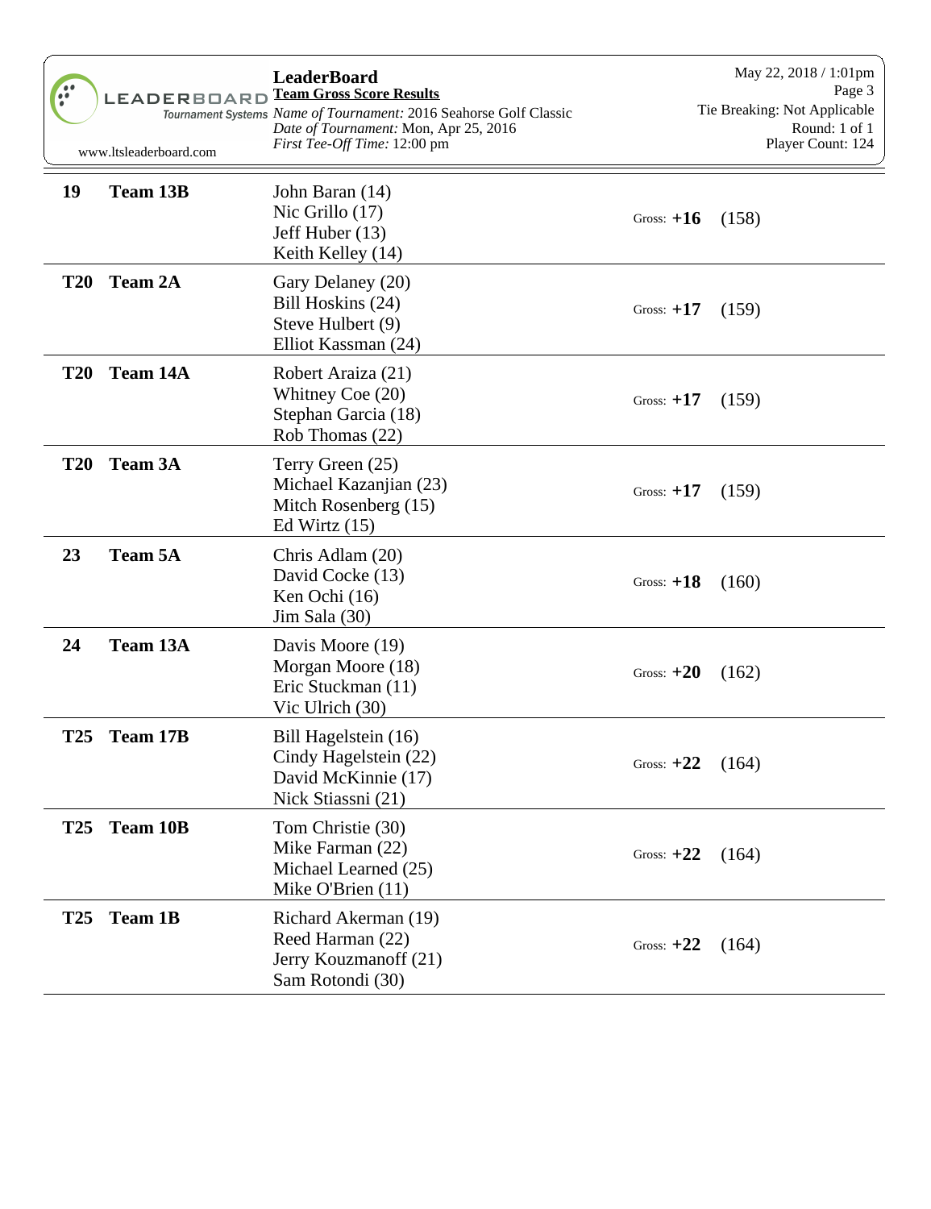**LeaderBoard**
**Team Gross Score Results**
*Name of Tournament:* 2016 Seahorse Golf Classic
*Date of Tournament:* Mon, Apr 25, 2016
*First Tee-Off Time:* 12:00 pm

May 22, 2018 / 1:01pm
Tie Breaking: Not Applicable
Round: 1 of 1
Player Count: 124

| Pos | Team | Players | Gross | Total |
|---|---|---|---|---|
| **19** | **Team 13B** | John Baran (14)<br>Nic Grillo (17)<br>Jeff Huber (13)<br>Keith Kelley (14) | Gross: **+16** | (158) |
| **T20** | **Team 2A** | Gary Delaney (20)<br>Bill Hoskins (24)<br>Steve Hulbert (9)<br>Elliot Kassman (24) | Gross: **+17** | (159) |
| **T20** | **Team 14A** | Robert Araiza (21)<br>Whitney Coe (20)<br>Stephan Garcia (18)<br>Rob Thomas (22) | Gross: **+17** | (159) |
| **T20** | **Team 3A** | Terry Green (25)<br>Michael Kazanjian (23)<br>Mitch Rosenberg (15)<br>Ed Wirtz (15) | Gross: **+17** | (159) |
| **23** | **Team 5A** | Chris Adlam (20)<br>David Cocke (13)<br>Ken Ochi (16)<br>Jim Sala (30) | Gross: **+18** | (160) |
| **24** | **Team 13A** | Davis Moore (19)<br>Morgan Moore (18)<br>Eric Stuckman (11)<br>Vic Ulrich (30) | Gross: **+20** | (162) |
| **T25** | **Team 17B** | Bill Hagelstein (16)<br>Cindy Hagelstein (22)<br>David McKinnie (17)<br>Nick Stiassni (21) | Gross: **+22** | (164) |
| **T25** | **Team 10B** | Tom Christie (30)<br>Mike Farman (22)<br>Michael Learned (25)<br>Mike O'Brien (11) | Gross: **+22** | (164) |
| **T25** | **Team 1B** | Richard Akerman (19)<br>Reed Harman (22)<br>Jerry Kouzmanoff (21)<br>Sam Rotondi (30) | Gross: **+22** | (164) |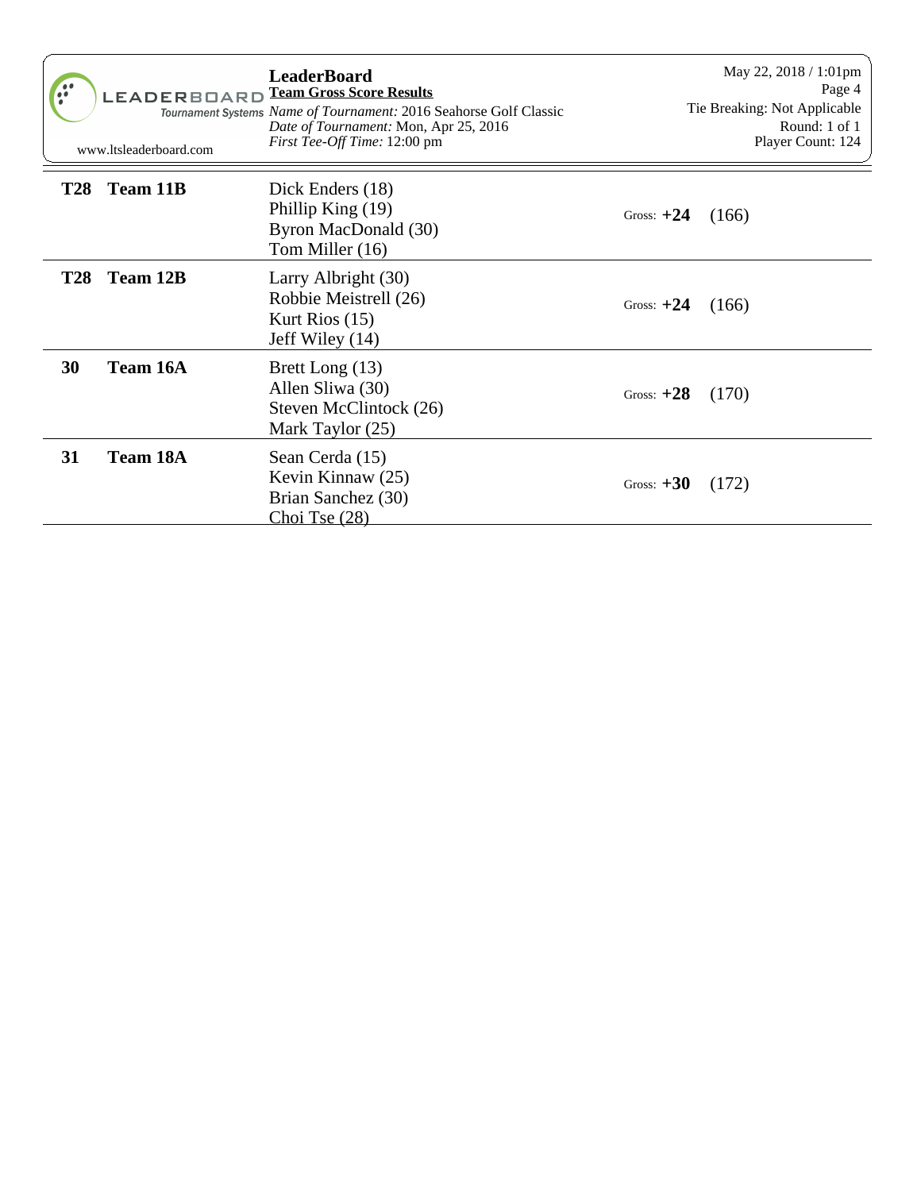**LeaderBoard**

**Team Gross Score Results**

*Name of Tournament:* 2016 Seahorse Golf Classic
*Date of Tournament:* Mon, Apr 25, 2016
*First Tee-Off Time:* 12:00 pm

May 22, 2018 / 1:01pm
Tie Breaking: Not Applicable
Round: 1 of 1
Player Count: 124

| | | | | |
|---|---|---|---|---|
| **T28** | **Team 11B** | Dick Enders (18)<br>Phillip King (19)<br>Byron MacDonald (30)<br>Tom Miller (16) | Gross: **+24** | (166) |
| **T28** | **Team 12B** | Larry Albright (30)<br>Robbie Meistrell (26)<br>Kurt Rios (15)<br>Jeff Wiley (14) | Gross: **+24** | (166) |
| **30** | **Team 16A** | Brett Long (13)<br>Allen Sliwa (30)<br>Steven McClintock (26)<br>Mark Taylor (25) | Gross: **+28** | (170) |
| **31** | **Team 18A** | Sean Cerda (15)<br>Kevin Kinnaw (25)<br>Brian Sanchez (30)<br>Choi Tse (28) | Gross: **+30** | (172) |